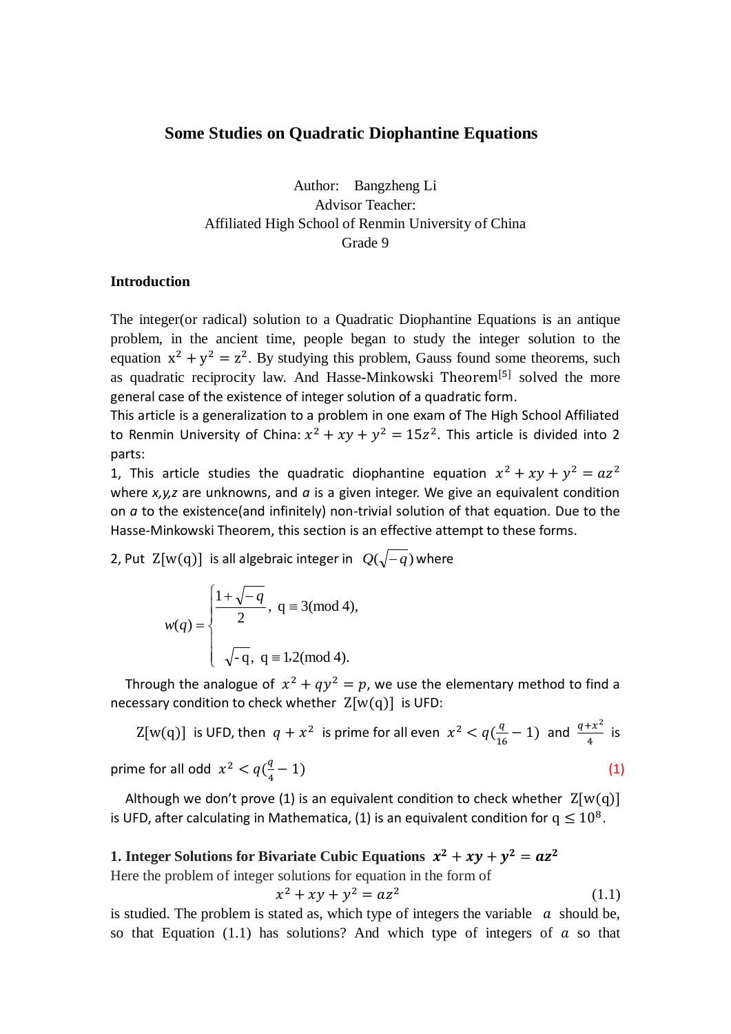# Some Studies on Quadratic Diophantine Equations

Author: Bangzheng Li
Advisor Teacher:
Affiliated High School of Renmin University of China
Grade 9

## Introduction

The integer(or radical) solution to a Quadratic Diophantine Equations is an antique problem, in the ancient time, people began to study the integer solution to the equation $x^2 + y^2 = z^2$. By studying this problem, Gauss found some theorems, such as quadratic reciprocity law. And Hasse-Minkowski Theorem[5] solved the more general case of the existence of integer solution of a quadratic form.

This article is a generalization to a problem in one exam of The High School Affiliated to Renmin University of China: $x^2 + xy + y^2 = 15z^2$. This article is divided into 2 parts:

1, This article studies the quadratic diophantine equation $x^2 + xy + y^2 = az^2$ where *x,y,z* are unknowns, and *a* is a given integer. We give an equivalent condition on *a* to the existence(and infinitely) non-trivial solution of that equation. Due to the Hasse-Minkowski Theorem, this section is an effective attempt to these forms.

2, Put $\mathrm{Z}[\mathrm{w}(\mathrm{q})]$ is all algebraic integer in $Q(\sqrt{-q})$ where

$$w(q) = \begin{cases} \dfrac{1+\sqrt{-q}}{2}, & q \equiv 3 \pmod 4, \\[2ex] \sqrt{-q}, & q \equiv 1,2 \pmod 4). \end{cases}$$

Through the analogue of $x^2 + qy^2 = p$, we use the elementary method to find a necessary condition to check whether $\mathrm{Z}[\mathrm{w}(\mathrm{q})]$ is UFD:

$\mathrm{Z}[\mathrm{w}(\mathrm{q})]$ is UFD, then $q + x^2$ is prime for all even $x^2 < q(\frac{q}{16} - 1)$ and $\frac{q+x^2}{4}$ is prime for all odd $x^2 < q(\frac{q}{4} - 1)$ (1)

Although we don't prove (1) is an equivalent condition to check whether $\mathrm{Z}[\mathrm{w}(\mathrm{q})]$ is UFD, after calculating in Mathematica, (1) is an equivalent condition for $\mathrm{q} \leq 10^8$.

## 1. Integer Solutions for Bivariate Cubic Equations $x^2 + xy + y^2 = az^2$

Here the problem of integer solutions for equation in the form of

$$x^2 + xy + y^2 = az^2 \tag{1.1}$$

is studied. The problem is stated as, which type of integers the variable $a$ should be, so that Equation (1.1) has solutions? And which type of integers of $a$ so that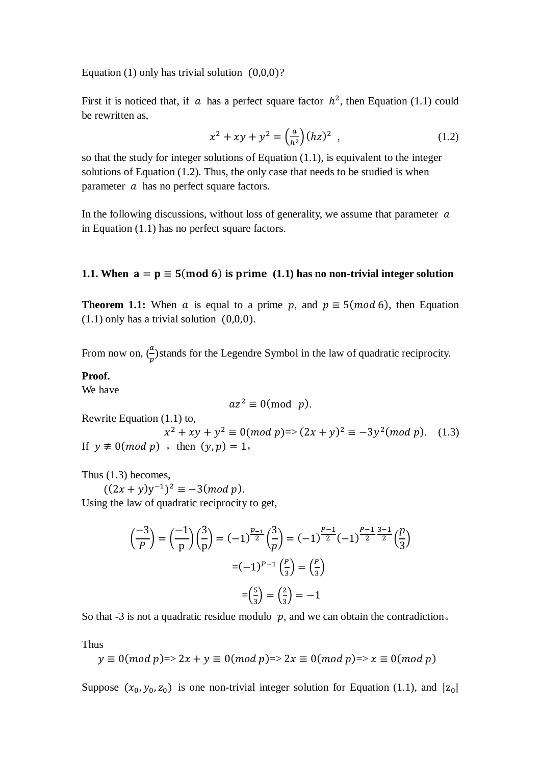Equation (1) only has trivial solution $(0,0,0)$?

First it is noticed that, if $a$ has a perfect square factor $h^2$, then Equation (1.1) could be rewritten as,

$$x^2 + xy + y^2 = \left(\frac{a}{h^2}\right)(hz)^2 \ , \tag{1.2}$$

so that the study for integer solutions of Equation (1.1), is equivalent to the integer solutions of Equation (1.2). Thus, the only case that needs to be studied is when parameter $a$ has no perfect square factors.

In the following discussions, without loss of generality, we assume that parameter $a$ in Equation (1.1) has no perfect square factors.

### 1.1. When $\mathbf{a = p \equiv 5 (mod\ 6)}$ is prime (1.1) has no non-trivial integer solution

**Theorem 1.1:** When $a$ is equal to a prime $p$, and $p \equiv 5(mod\ 6)$, then Equation (1.1) only has a trivial solution $(0,0,0)$.

From now on, $(\frac{a}{p})$ stands for the Legendre Symbol in the law of quadratic reciprocity.

**Proof.**

We have

$$az^2 \equiv 0(\text{mod } p).$$

Rewrite Equation (1.1) to,

$$x^2 + xy + y^2 \equiv 0(mod\ p) \Rightarrow (2x + y)^2 \equiv -3y^2(mod\ p). \tag{1.3}$$

If $y \not\equiv 0(mod\ p)$ , then $(y, p) = 1$,

Thus (1.3) becomes,

$$((2x + y)\text{y}^{-1})^2 \equiv -3(mod\ p).$$

Using the law of quadratic reciprocity to get,

$$\left(\frac{-3}{P}\right) = \left(\frac{-1}{\text{p}}\right)\left(\frac{3}{\text{p}}\right) = (-1)^{\frac{p-1}{2}}\left(\frac{3}{p}\right) = (-1)^{\frac{P-1}{2}}(-1)^{\frac{P-1}{2}\cdot\frac{3-1}{2}}\left(\frac{p}{3}\right)$$

$$= (-1)^{P-1}\left(\frac{P}{3}\right) = \left(\frac{P}{3}\right)$$

$$= \left(\frac{5}{3}\right) = \left(\frac{2}{3}\right) = -1$$

So that -3 is not a quadratic residue modulo $p$, and we can obtain the contradiction。

Thus

$$y \equiv 0(mod\ p) \Rightarrow 2x + y \equiv 0(mod\ p) \Rightarrow 2x \equiv 0(mod\ p) \Rightarrow x \equiv 0(mod\ p)$$

Suppose $(x_0, y_0, z_0)$ is one non-trivial integer solution for Equation (1.1), and $|z_0|$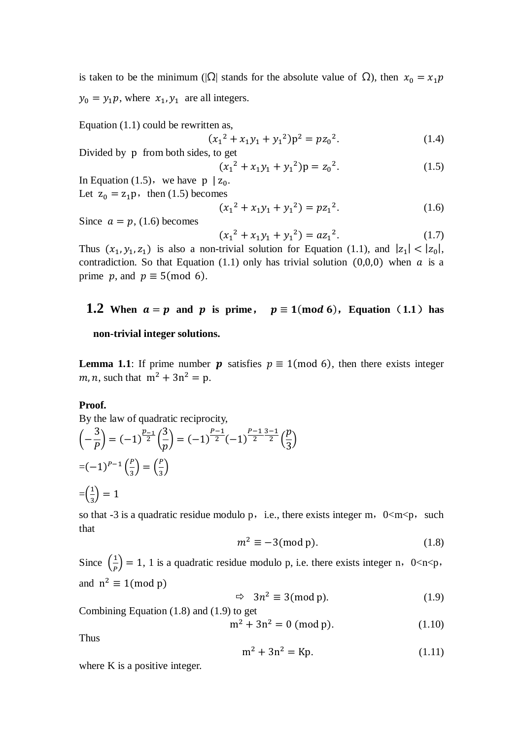is taken to be the minimum ($|\Omega|$ stands for the absolute value of $\Omega$), then $x_0 = x_1 p$ $y_0 = y_1 p$, where $x_1, y_1$ are all integers.

Equation (1.1) could be rewritten as,

$$({x_1}^2 + x_1 y_1 + {y_1}^2)\mathrm{p}^2 = p{z_0}^2. \tag{1.4}$$

Divided by p from both sides, to get

$$({x_1}^2 + x_1 y_1 + {y_1}^2)\mathrm{p} = {z_0}^2. \tag{1.5}$$

In Equation (1.5), we have $\mathrm{p} \mid \mathrm{z}_0$.
Let $\mathrm{z}_0 = \mathrm{z}_1\mathrm{p}$, then (1.5) becomes

$$({x_1}^2 + x_1 y_1 + {y_1}^2) = p{z_1}^2. \tag{1.6}$$

Since $a = p$, (1.6) becomes

$$({x_1}^2 + x_1 y_1 + {y_1}^2) = a{z_1}^2. \tag{1.7}$$

Thus $(x_1, y_1, z_1)$ is also a non-trivial solution for Equation (1.1), and $|z_1| < |z_0|$, contradiction. So that Equation (1.1) only has trivial solution $(0,0,0)$ when $a$ is a prime $p$, and $p \equiv 5(\mathrm{mod}\ 6)$.

## 1.2 When $a = p$ and $p$ is prime, $p \equiv 1(\mathbf{mod}\ 6)$, Equation (1.1) has non-trivial integer solutions.

**Lemma 1.1**: If prime number $\boldsymbol{p}$ satisfies $p \equiv 1(\mathrm{mod}\ 6)$, then there exists integer $m, n$, such that $\mathrm{m}^2 + 3\mathrm{n}^2 = \mathrm{p}$.

**Proof.**
By the law of quadratic reciprocity,

$$\left(-\frac{3}{P}\right) = (-1)^{\frac{p-1}{2}}\left(\frac{3}{p}\right) = (-1)^{\frac{P-1}{2}}(-1)^{\frac{P-1}{2}\frac{3-1}{2}}\left(\frac{p}{3}\right)$$

$$=(-1)^{P-1}\left(\frac{P}{3}\right) = \left(\frac{P}{3}\right)$$

$$=\left(\frac{1}{3}\right) = 1$$

so that -3 is a quadratic residue modulo p, i.e., there exists integer m, 0<m<p, such that

$$m^2 \equiv -3(\mathrm{mod\ p}). \tag{1.8}$$

Since $\left(\frac{1}{P}\right) = 1$, 1 is a quadratic residue modulo p, i.e. there exists integer n, 0<n<p, and $\mathrm{n}^2 \equiv 1(\mathrm{mod\ p})$

$$\Rightarrow \quad 3n^2 \equiv 3(\mathrm{mod\ p}). \tag{1.9}$$

Combining Equation (1.8) and (1.9) to get

$$\mathrm{m}^2 + 3\mathrm{n}^2 = 0\ (\mathrm{mod\ p}). \tag{1.10}$$

Thus

$$\mathrm{m}^2 + 3\mathrm{n}^2 = \mathrm{Kp}. \tag{1.11}$$

where K is a positive integer.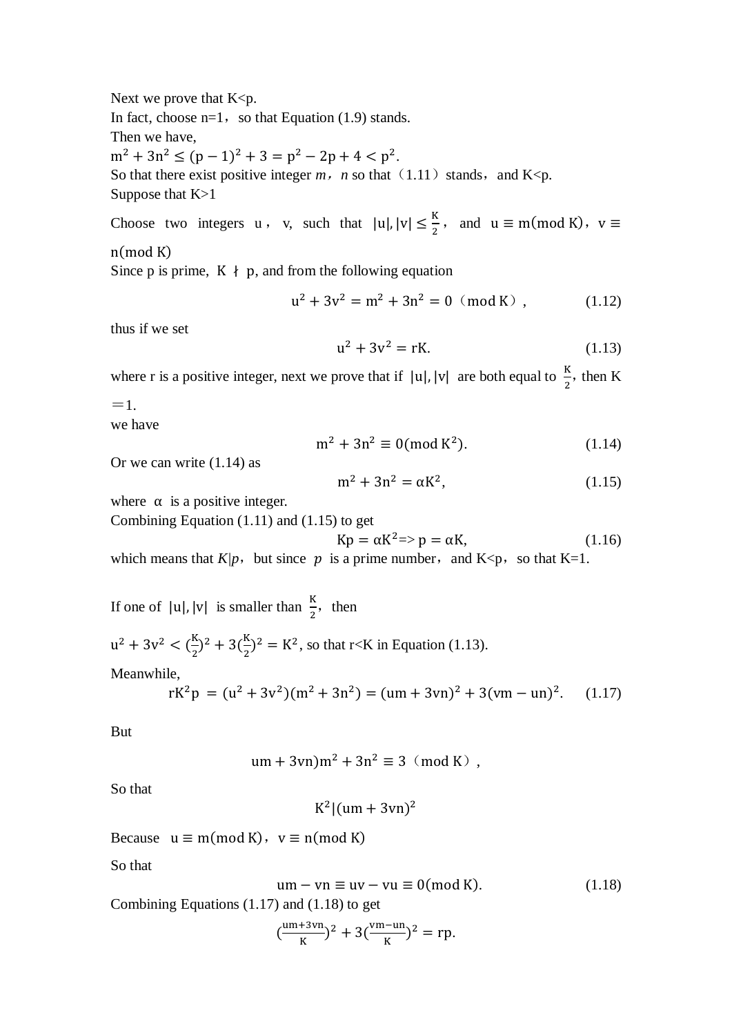Next we prove that K<p.

In fact, choose n=1，so that Equation (1.9) stands.

Then we have,

$m^2 + 3n^2 \leq (p-1)^2 + 3 = p^2 - 2p + 4 < p^2$.

So that there exist positive integer $m$，$n$ so that（1.11）stands，and K<p.

Suppose that K>1

Choose two integers u，v, such that $|u|, |v| \leq \frac{K}{2}$， and $u \equiv m(\text{mod } K)$，$v \equiv n(\text{mod } K)$

Since p is prime, $K \nmid p$, and from the following equation

$$u^2 + 3v^2 = m^2 + 3n^2 = 0\text{（mod K）}, \tag{1.12}$$

thus if we set

$$u^2 + 3v^2 = rK. \tag{1.13}$$

where r is a positive integer, next we prove that if $|u|, |v|$ are both equal to $\frac{K}{2}$, then K＝1.

we have

$$m^2 + 3n^2 \equiv 0(\text{mod } K^2). \tag{1.14}$$

Or we can write (1.14) as

$$m^2 + 3n^2 = \alpha K^2, \tag{1.15}$$

where $\alpha$ is a positive integer.

Combining Equation (1.11) and (1.15) to get

$$Kp = \alpha K^2 \Rightarrow p = \alpha K, \tag{1.16}$$

which means that $K|p$，but since $p$ is a prime number，and K<p，so that K=1.

If one of $|u|, |v|$ is smaller than $\frac{K}{2}$，then

$u^2 + 3v^2 < (\frac{K}{2})^2 + 3(\frac{K}{2})^2 = K^2$, so that r<K in Equation (1.13).

Meanwhile,

$$rK^2p = (u^2 + 3v^2)(m^2 + 3n^2) = (um + 3vn)^2 + 3(vm - un)^2. \tag{1.17}$$

But

$$um + 3vn)m^2 + 3n^2 \equiv 3\text{（mod K）},$$

So that

$$K^2|(um + 3vn)^2$$

Because $u \equiv m(\text{mod } K)$，$v \equiv n(\text{mod } K)$

So that

$$um - vn \equiv uv - vu \equiv 0(\text{mod } K). \tag{1.18}$$

Combining Equations (1.17) and (1.18) to get

$$(\frac{um+3vn}{K})^2 + 3(\frac{vm-un}{K})^2 = rp.$$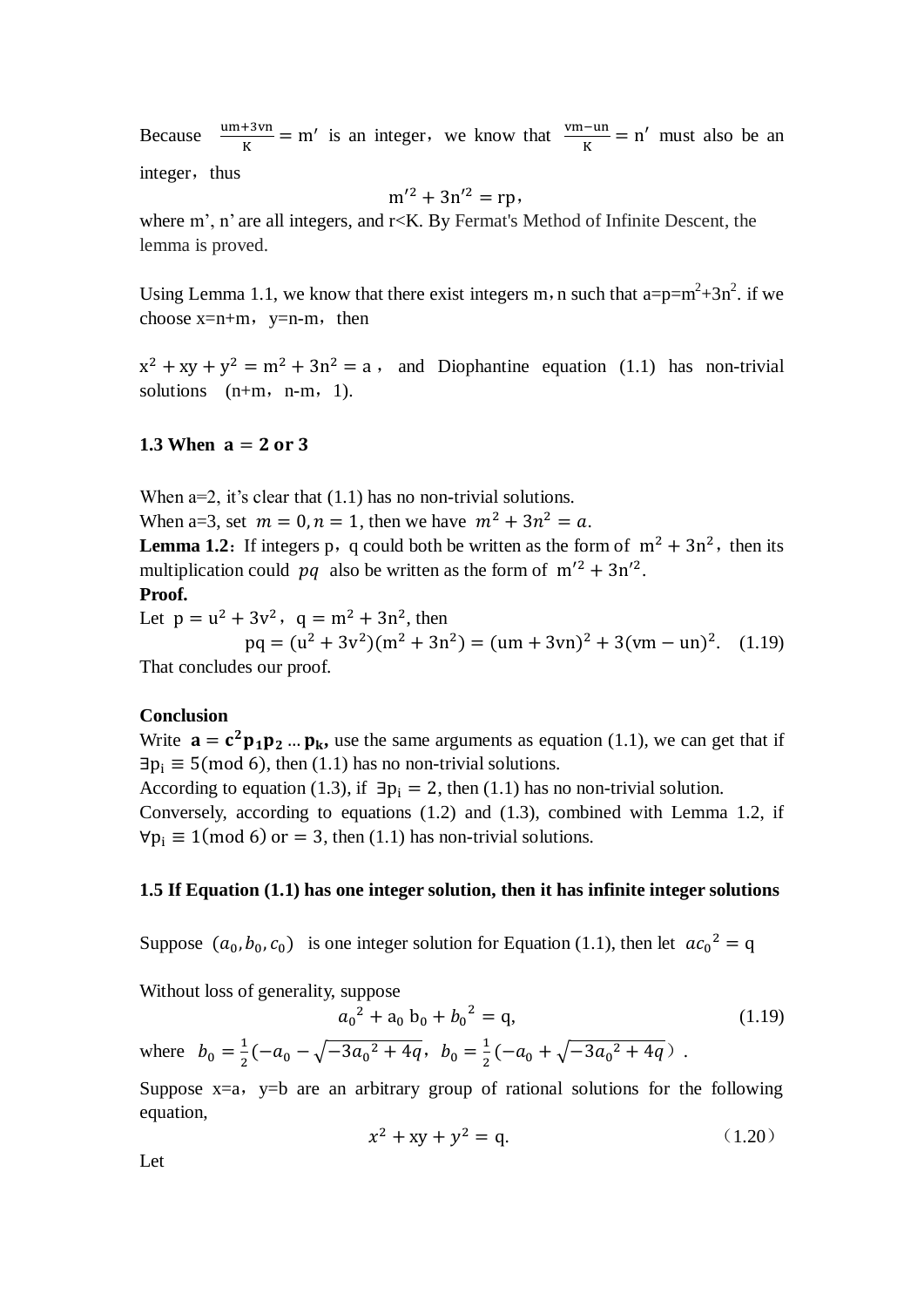Because $\frac{\mathrm{um}+3\mathrm{vn}}{\mathrm{K}} = \mathrm{m}'$ is an integer, we know that $\frac{\mathrm{vm}-\mathrm{un}}{\mathrm{K}} = \mathrm{n}'$ must also be an integer, thus

$$\mathrm{m}'^2 + 3\mathrm{n}'^2 = \mathrm{rp},$$

where m', n' are all integers, and r<K. By Fermat's Method of Infinite Descent, the lemma is proved.

Using Lemma 1.1, we know that there exist integers m, n such that $a=p=m^2+3n^2$. if we choose x=n+m, y=n-m, then

$\mathrm{x}^2 + \mathrm{xy} + \mathrm{y}^2 = \mathrm{m}^2 + 3\mathrm{n}^2 = \mathrm{a}$, and Diophantine equation (1.1) has non-trivial solutions (n+m, n-m, 1).

### 1.3 When $\mathbf{a} = \mathbf{2}$ or $\mathbf{3}$

When a=2, it's clear that (1.1) has no non-trivial solutions.
When a=3, set $m = 0, n = 1$, then we have $m^2 + 3n^2 = a$.

**Lemma 1.2**: If integers p, q could both be written as the form of $\mathrm{m}^2 + 3\mathrm{n}^2$, then its multiplication could $pq$ also be written as the form of $\mathrm{m}'^2 + 3\mathrm{n}'^2$.

**Proof.**

Let $\mathrm{p} = \mathrm{u}^2 + 3\mathrm{v}^2$, $\mathrm{q} = \mathrm{m}^2 + 3\mathrm{n}^2$, then

$$\mathrm{pq} = (\mathrm{u}^2 + 3\mathrm{v}^2)(\mathrm{m}^2 + 3\mathrm{n}^2) = (\mathrm{um} + 3\mathrm{vn})^2 + 3(\mathrm{vm} - \mathrm{un})^2. \quad (1.19)$$

That concludes our proof.

**Conclusion**

Write $\mathbf{a} = \mathbf{c^2 p_1 p_2 \ldots p_k}$, use the same arguments as equation (1.1), we can get that if $\exists \mathrm{p_i} \equiv 5 (\mathrm{mod}\ 6)$, then (1.1) has no non-trivial solutions.
According to equation (1.3), if $\exists \mathrm{p_i} = 2$, then (1.1) has no non-trivial solution.
Conversely, according to equations (1.2) and (1.3), combined with Lemma 1.2, if $\forall \mathrm{p_i} \equiv 1 (\mathrm{mod}\ 6)$ or $= 3$, then (1.1) has non-trivial solutions.

### 1.5 If Equation (1.1) has one integer solution, then it has infinite integer solutions

Suppose $(a_0, b_0, c_0)$ is one integer solution for Equation (1.1), then let $a{c_0}^2 = \mathrm{q}$

Without loss of generality, suppose

$$a_0{}^2 + \mathrm{a_0}\ \mathrm{b_0} + b_0{}^2 = \mathrm{q}, \quad (1.19)$$

where $b_0 = \frac{1}{2}(-a_0 - \sqrt{-3a_0{}^2 + 4q}$, $b_0 = \frac{1}{2}(-a_0 + \sqrt{-3a_0{}^2 + 4q}$).

Suppose x=a, y=b are an arbitrary group of rational solutions for the following equation,

$$x^2 + \mathrm{xy} + y^2 = \mathrm{q}. \quad (1.20)$$

Let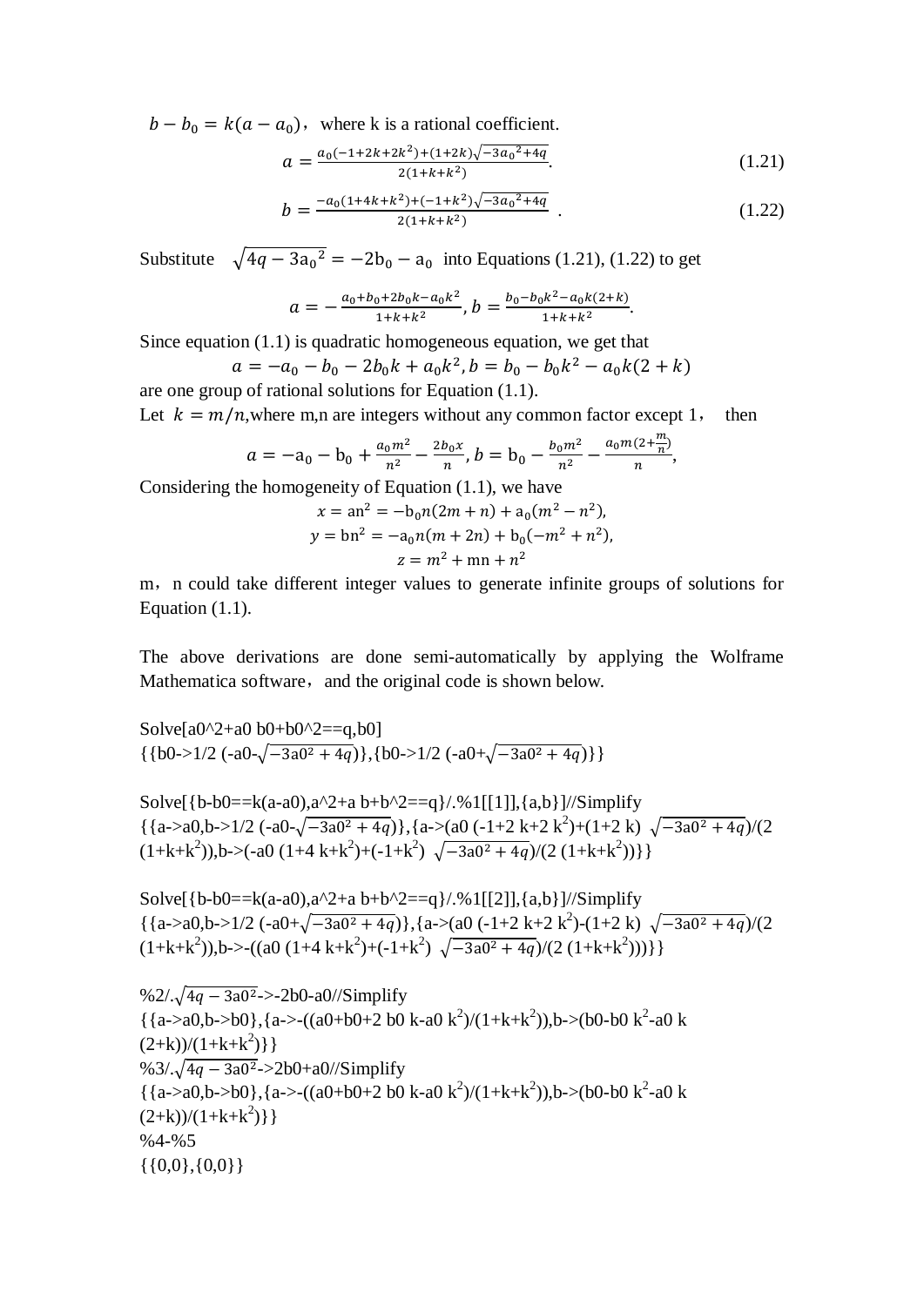$b-b_0=k(a-a_0)$, where k is a rational coefficient.

$$a=\frac{a_0(-1+2k+2k^2)+(1+2k)\sqrt{-3a_0{}^2+4q}}{2(1+k+k^2)}. \tag{1.21}$$

$$b=\frac{-a_0(1+4k+k^2)+(-1+k^2)\sqrt{-3a_0{}^2+4q}}{2(1+k+k^2)}\ . \tag{1.22}$$

Substitute $\sqrt{4q-3a_0{}^2}=-2b_0-a_0$ into Equations (1.21), (1.22) to get

$$a=-\frac{a_0+b_0+2b_0k-a_0k^2}{1+k+k^2},\ b=\frac{b_0-b_0k^2-a_0k(2+k)}{1+k+k^2}.$$

Since equation (1.1) is quadratic homogeneous equation, we get that

$$a=-a_0-b_0-2b_0k+a_0k^2,\ b=b_0-b_0k^2-a_0k(2+k)$$

are one group of rational solutions for Equation (1.1).

Let $k=m/n$, where m,n are integers without any common factor except 1, then

$$a=-a_0-b_0+\frac{a_0m^2}{n^2}-\frac{2b_0x}{n},\ b=b_0-\frac{b_0m^2}{n^2}-\frac{a_0m(2+\frac{m}{n})}{n},$$

Considering the homogeneity of Equation (1.1), we have

$$x=an^2=-b_0n(2m+n)+a_0(m^2-n^2),$$
$$y=bn^2=-a_0n(m+2n)+b_0(-m^2+n^2),$$
$$z=m^2+mn+n^2$$

m, n could take different integer values to generate infinite groups of solutions for Equation (1.1).

The above derivations are done semi-automatically by applying the Wolframe Mathematica software, and the original code is shown below.

```
Solve[a0^2+a0 b0+b0^2==q,b0]
{{b0->1/2 (-a0-√(-3a0² + 4q))},{b0->1/2 (-a0+√(-3a0² + 4q))}}

Solve[{b-b0==k(a-a0),a^2+a b+b^2==q}/.%1[[1]],{a,b}]//Simplify
{{a->a0,b->1/2 (-a0-√(-3a0² + 4q))},{a->(a0 (-1+2 k+2 k^2)+(1+2 k) √(-3a0² + 4q))/(2 (1+k+k^2)),b->(-a0 (1+4 k+k^2)+(-1+k^2) √(-3a0² + 4q))/(2 (1+k+k^2))}}

Solve[{b-b0==k(a-a0),a^2+a b+b^2==q}/.%1[[2]],{a,b}]//Simplify
{{a->a0,b->1/2 (-a0+√(-3a0² + 4q))},{a->(a0 (-1+2 k+2 k^2)-(1+2 k) √(-3a0² + 4q))/(2 (1+k+k^2)),b->-((a0 (1+4 k+k^2)+(-1+k^2) √(-3a0² + 4q))/(2 (1+k+k^2)))}}

%2/.√(4q − 3a0²)->-2b0-a0//Simplify
{{a->a0,b->b0},{a->-((a0+b0+2 b0 k-a0 k^2)/(1+k+k^2)),b->(b0-b0 k^2-a0 k (2+k))/(1+k+k^2)}}
%3/.√(4q − 3a0²)->2b0+a0//Simplify
{{a->a0,b->b0},{a->-((a0+b0+2 b0 k-a0 k^2)/(1+k+k^2)),b->(b0-b0 k^2-a0 k (2+k))/(1+k+k^2)}}
%4-%5
{{0,0},{0,0}}
```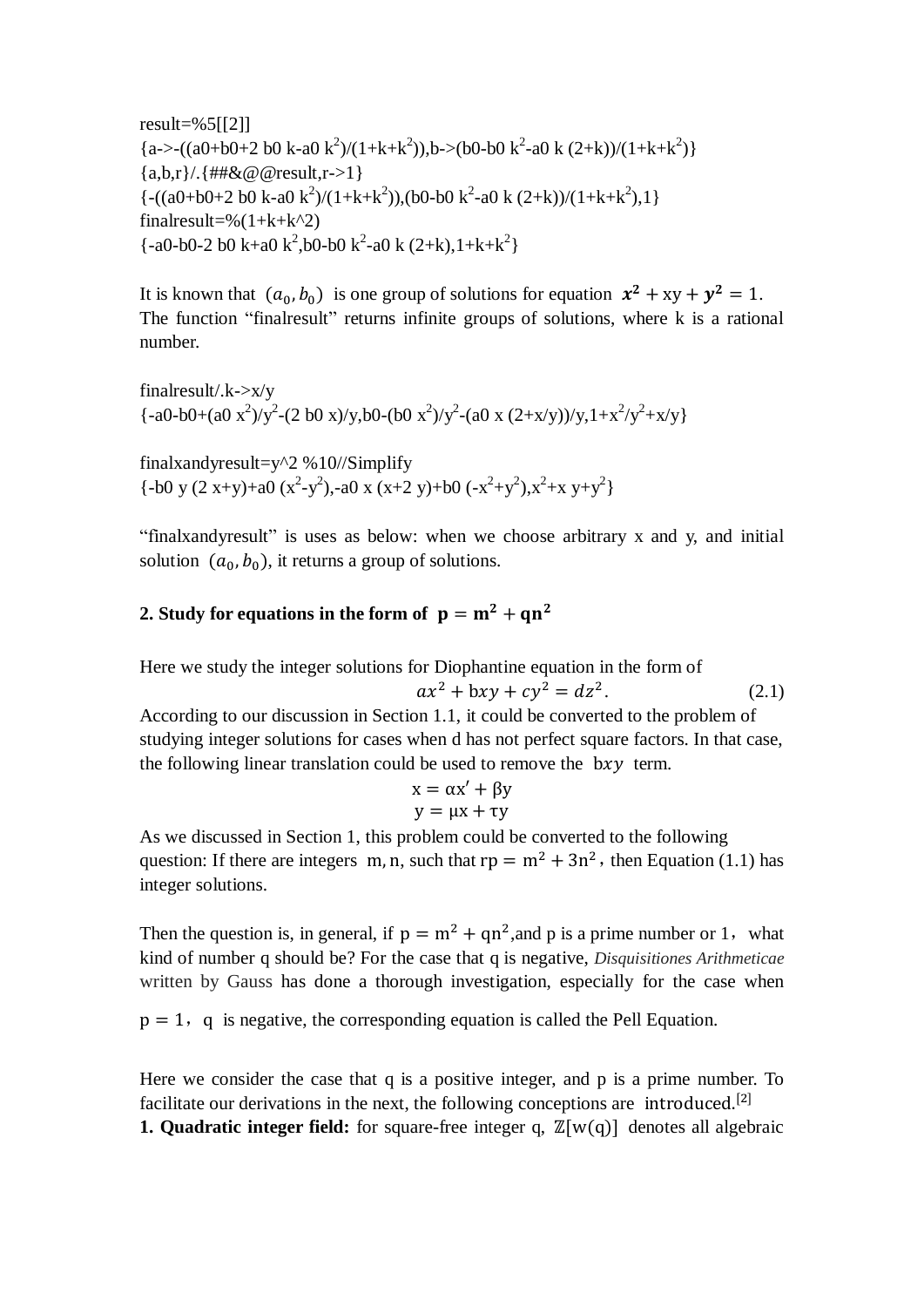```
result=%5[[2]]
{a->-((a0+b0+2 b0 k-a0 k^2)/(1+k+k^2)),b->(b0-b0 k^2-a0 k (2+k))/(1+k+k^2)}
{a,b,r}/.{##&@@result,r->1}
{-((a0+b0+2 b0 k-a0 k^2)/(1+k+k^2)),(b0-b0 k^2-a0 k (2+k))/(1+k+k^2),1}
finalresult=%(1+k+k^2)
{-a0-b0-2 b0 k+a0 k^2,b0-b0 k^2-a0 k (2+k),1+k+k^2}
```

It is known that $(a_0, b_0)$ is one group of solutions for equation $x^2 + xy + y^2 = 1$. The function "finalresult" returns infinite groups of solutions, where k is a rational number.

```
finalresult/.k->x/y
{-a0-b0+(a0 x^2)/y^2-(2 b0 x)/y,b0-(b0 x^2)/y^2-(a0 x (2+x/y))/y,1+x^2/y^2+x/y}
```

```
finalxandyresult=y^2 %10//Simplify
{-b0 y (2 x+y)+a0 (x^2-y^2),-a0 x (x+2 y)+b0 (-x^2+y^2),x^2+x y+y^2}
```

"finalxandyresult" is uses as below: when we choose arbitrary x and y, and initial solution $(a_0, b_0)$, it returns a group of solutions.

## 2. Study for equations in the form of $p = m^2 + qn^2$

Here we study the integer solutions for Diophantine equation in the form of

$$ax^2 + bxy + cy^2 = dz^2. \tag{2.1}$$

According to our discussion in Section 1.1, it could be converted to the problem of studying integer solutions for cases when d has not perfect square factors. In that case, the following linear translation could be used to remove the $bxy$ term.

$$x = \alpha x' + \beta y$$
$$y = \mu x + \tau y$$

As we discussed in Section 1, this problem could be converted to the following question: If there are integers $m, n$, such that $rp = m^2 + 3n^2$, then Equation (1.1) has integer solutions.

Then the question is, in general, if $p = m^2 + qn^2$, and p is a prime number or 1, what kind of number q should be? For the case that q is negative, *Disquisitiones Arithmeticae* written by Gauss has done a thorough investigation, especially for the case when $p = 1$, q is negative, the corresponding equation is called the Pell Equation.

Here we consider the case that q is a positive integer, and p is a prime number. To facilitate our derivations in the next, the following conceptions are introduced.[2]

**1. Quadratic integer field:** for square-free integer q, $\mathbb{Z}[w(q)]$ denotes all algebraic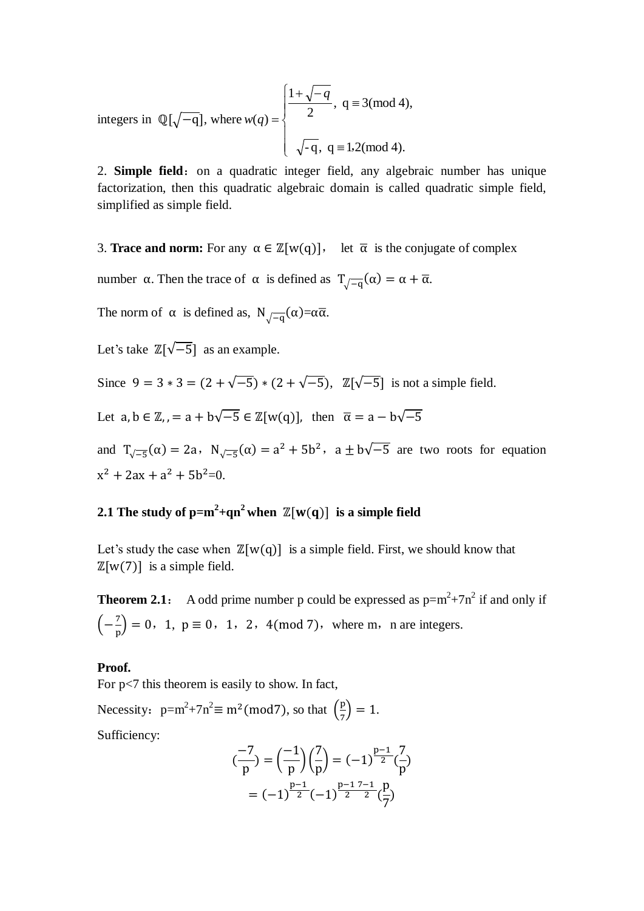integers in $\mathbb{Q}[\sqrt{-q}]$, where $w(q)=\begin{cases}\dfrac{1+\sqrt{-q}}{2}, & q\equiv 3(\text{mod } 4),\\ \sqrt{-q}, & q\equiv 1{,}2(\text{mod } 4).\end{cases}$

2. **Simple field**：on a quadratic integer field, any algebraic number has unique factorization, then this quadratic algebraic domain is called quadratic simple field, simplified as simple field.

3. **Trace and norm:** For any $\alpha\in\mathbb{Z}[w(q)]$， let $\bar{\alpha}$ is the conjugate of complex number $\alpha$. Then the trace of $\alpha$ is defined as $T_{\sqrt{-q}}(\alpha)=\alpha+\bar{\alpha}$.

The norm of $\alpha$ is defined as, $N_{\sqrt{-q}}(\alpha)=\alpha\bar{\alpha}$.

Let's take $\mathbb{Z}[\sqrt{-5}]$ as an example.

Since $9=3*3=(2+\sqrt{-5})*(2+\sqrt{-5})$, $\mathbb{Z}[\sqrt{-5}]$ is not a simple field.

Let $a,b\in\mathbb{Z},,=a+b\sqrt{-5}\in\mathbb{Z}[w(q)]$, then $\bar{\alpha}=a-b\sqrt{-5}$

and $T_{\sqrt{-5}}(\alpha)=2a$，$N_{\sqrt{-5}}(\alpha)=a^2+5b^2$，$a\pm b\sqrt{-5}$ are two roots for equation $x^2+2ax+a^2+5b^2=0$.

## 2.1 The study of $p=m^2+qn^2$ when $\mathbb{Z}[w(q)]$ is a simple field

Let's study the case when $\mathbb{Z}[w(q)]$ is a simple field. First, we should know that $\mathbb{Z}[w(7)]$ is a simple field.

**Theorem 2.1**： A odd prime number p could be expressed as $p=m^2+7n^2$ if and only if $\left(-\frac{7}{p}\right)=0$，1, $p\equiv 0$，1，2，4(mod 7)，where m，n are integers.

**Proof.**

For p<7 this theorem is easily to show. In fact,

Necessity：$p=m^2+7n^2\equiv m^2(\text{mod}7)$, so that $\left(\frac{p}{7}\right)=1$.

Sufficiency:

$$(\frac{-7}{p})=\left(\frac{-1}{p}\right)\left(\frac{7}{p}\right)=(-1)^{\frac{p-1}{2}}(\frac{7}{p})$$
$$=(-1)^{\frac{p-1}{2}}(-1)^{\frac{p-1}{2}\frac{7-1}{2}}(\frac{p}{7})$$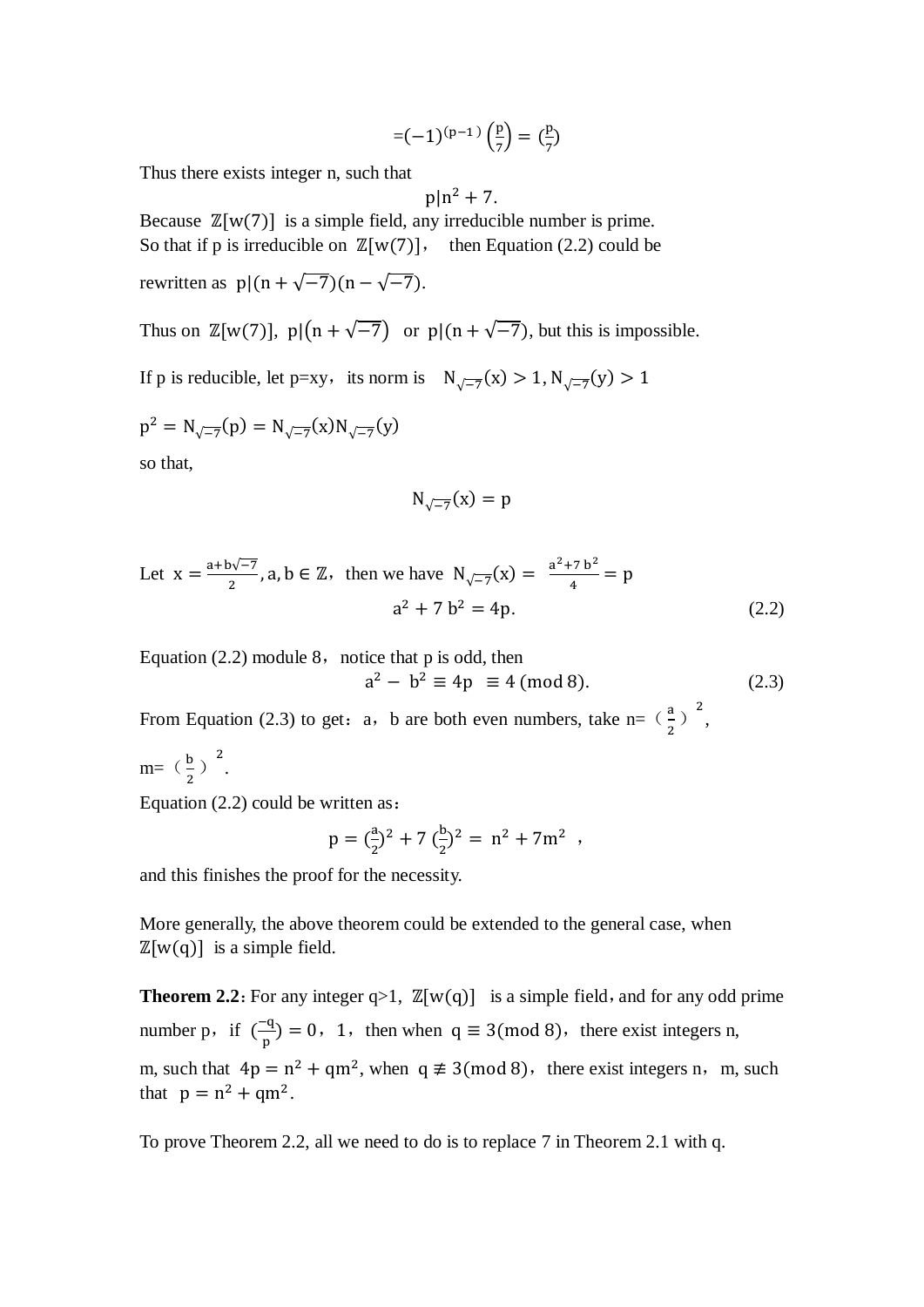$$=(-1)^{(p-1)}\left(\frac{p}{7}\right)=\left(\frac{p}{7}\right)$$

Thus there exists integer n, such that

$$p|n^2+7.$$

Because $\mathbb{Z}[w(7)]$ is a simple field, any irreducible number is prime. So that if p is irreducible on $\mathbb{Z}[w(7)]$， then Equation (2.2) could be rewritten as $p|(n+\sqrt{-7})(n-\sqrt{-7})$.

Thus on $\mathbb{Z}[w(7)]$, $p|\left(n+\sqrt{-7}\right)$ or $p|(n+\sqrt{-7})$, but this is impossible.

If p is reducible, let p=xy，its norm is $N_{\sqrt{-7}}(x)>1, N_{\sqrt{-7}}(y)>1$

$p^2=N_{\sqrt{-7}}(p)=N_{\sqrt{-7}}(x)N_{\sqrt{-7}}(y)$

so that,

$$N_{\sqrt{-7}}(x)=p$$

Let $x=\frac{a+b\sqrt{-7}}{2}, a,b\in\mathbb{Z}$，then we have $N_{\sqrt{-7}}(x)=\frac{a^2+7b^2}{4}=p$

$$a^2+7b^2=4p. \tag{2.2}$$

Equation (2.2) module 8，notice that p is odd, then

$$a^2-b^2\equiv 4p \equiv 4 \pmod 8. \tag{2.3}$$

From Equation (2.3) to get：a，b are both even numbers, take n=$\left(\frac{a}{2}\right)^2$, m=$\left(\frac{b}{2}\right)^2$.

Equation (2.2) could be written as：

$$p=\left(\frac{a}{2}\right)^2+7\left(\frac{b}{2}\right)^2=n^2+7m^2 ,$$

and this finishes the proof for the necessity.

More generally, the above theorem could be extended to the general case, when $\mathbb{Z}[w(q)]$ is a simple field.

**Theorem 2.2**: For any integer q>1, $\mathbb{Z}[w(q)]$ is a simple field，and for any odd prime number p，if $\left(\frac{-q}{p}\right)=0$，1，then when $q\equiv 3 \pmod 8$，there exist integers n, m, such that $4p=n^2+qm^2$, when $q\not\equiv 3 \pmod 8$，there exist integers n，m, such that $p=n^2+qm^2$.

To prove Theorem 2.2, all we need to do is to replace 7 in Theorem 2.1 with q.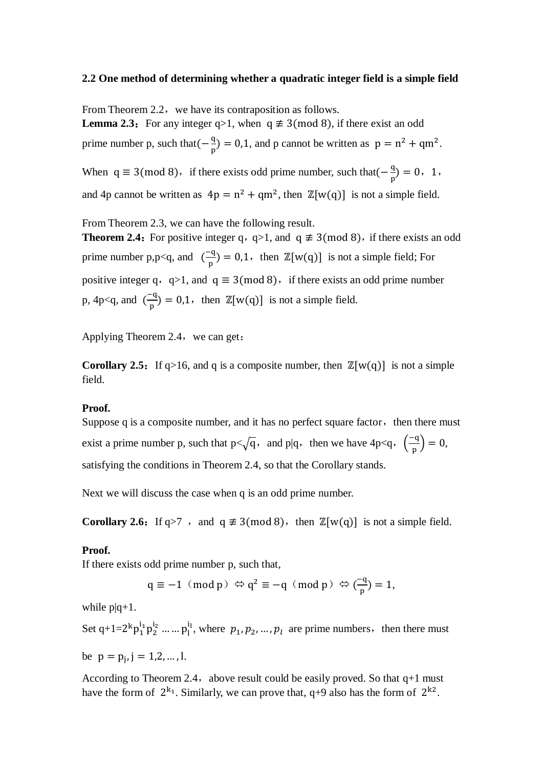**2.2 One method of determining whether a quadratic integer field is a simple field**

From Theorem 2.2, we have its contraposition as follows.

**Lemma 2.3:** For any integer q>1, when $q \not\equiv 3(\mathrm{mod}\ 8)$, if there exist an odd prime number p, such that$(-\frac{q}{p}) = 0{,}1$, and p cannot be written as $p = n^2 + qm^2$. When $q \equiv 3(\mathrm{mod}\ 8)$, if there exists odd prime number, such that$(-\frac{q}{p}) = 0$, 1, and 4p cannot be written as $4p = n^2 + qm^2$, then $\mathbb{Z}[w(q)]$ is not a simple field.

From Theorem 2.3, we can have the following result.

**Theorem 2.4:** For positive integer q, q>1, and $q \not\equiv 3(\mathrm{mod}\ 8)$, if there exists an odd prime number p,p<q, and $(\frac{-q}{p}) = 0{,}1$, then $\mathbb{Z}[w(q)]$ is not a simple field; For positive integer q, q>1, and $q \equiv 3(\mathrm{mod}\ 8)$, if there exists an odd prime number p, 4p<q, and $(\frac{-q}{p}) = 0{,}1$, then $\mathbb{Z}[w(q)]$ is not a simple field.

Applying Theorem 2.4, we can get:

**Corollary 2.5:** If q>16, and q is a composite number, then $\mathbb{Z}[w(q)]$ is not a simple field.

**Proof.**

Suppose q is a composite number, and it has no perfect square factor, then there must exist a prime number p, such that p<$\sqrt{q}$, and p|q, then we have 4p<q, $\left(\frac{-q}{p}\right) = 0$, satisfying the conditions in Theorem 2.4, so that the Corollary stands.

Next we will discuss the case when q is an odd prime number.

**Corollary 2.6:** If q>7 , and $q \not\equiv 3(\mathrm{mod}\ 8)$, then $\mathbb{Z}[w(q)]$ is not a simple field.

**Proof.**

If there exists odd prime number p, such that,

$$q \equiv -1\ (\mathrm{mod}\ p) \Leftrightarrow q^2 \equiv -q\ (\mathrm{mod}\ p) \Leftrightarrow (\frac{-q}{p}) = 1,$$

while p|q+1.

Set q+1=$2^k p_1^{i_1} p_2^{i_2} \ldots\ldots p_l^{i_l}$, where $p_1, p_2, \ldots, p_l$ are prime numbers, then there must be $p = p_j, j = 1{,}2, \ldots, l$.

According to Theorem 2.4, above result could be easily proved. So that q+1 must have the form of $2^{k_1}$. Similarly, we can prove that, q+9 also has the form of $2^{k_2}$.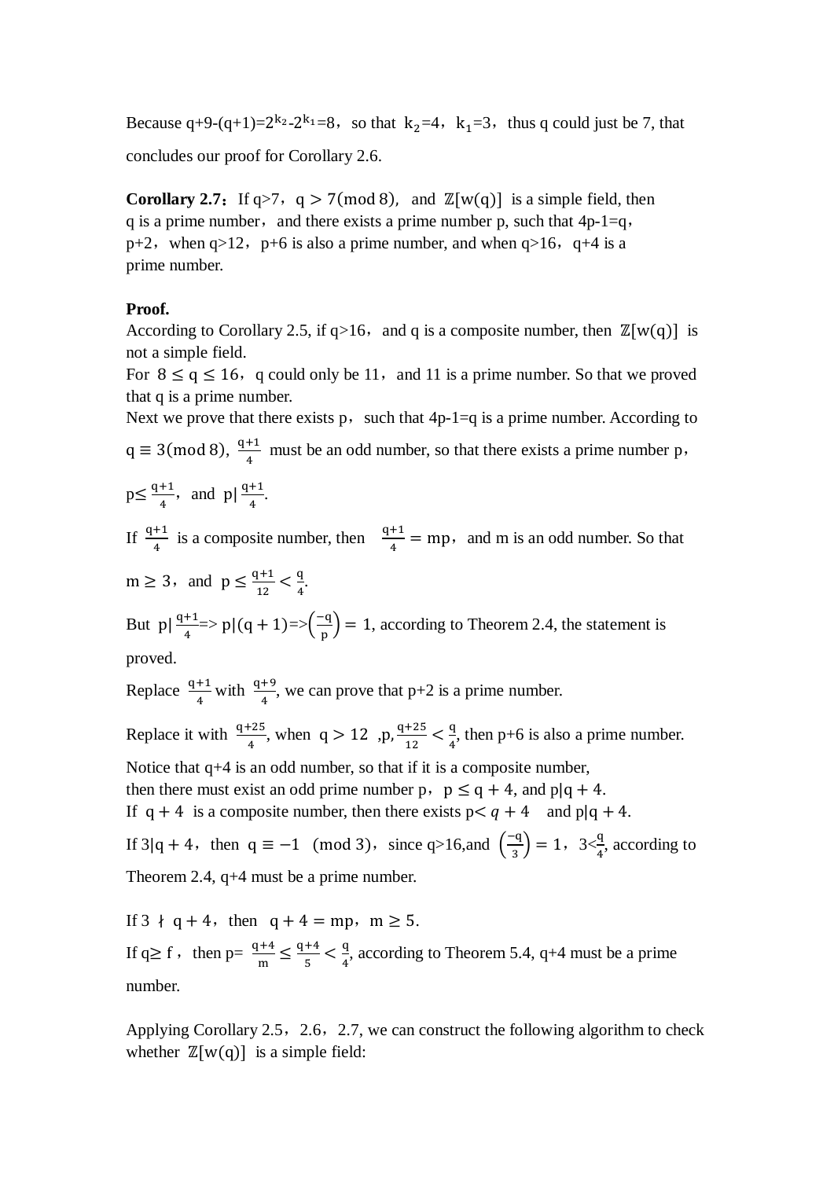Because $q+9-(q+1)=2^{k_2}-2^{k_1}=8$，so that $k_2=4$，$k_1=3$，thus q could just be 7, that concludes our proof for Corollary 2.6.

**Corollary 2.7：** If q>7，$q > 7 (\mathrm{mod}\ 8)$，and $\mathbb{Z}[w(q)]$ is a simple field, then q is a prime number，and there exists a prime number p, such that 4p-1=q，p+2，when q>12，p+6 is also a prime number, and when q>16，q+4 is a prime number.

**Proof.**

According to Corollary 2.5, if q>16，and q is a composite number, then $\mathbb{Z}[w(q)]$ is not a simple field.

For $8 \le q \le 16$，q could only be 11，and 11 is a prime number. So that we proved that q is a prime number.

Next we prove that there exists p，such that 4p-1=q is a prime number. According to $q \equiv 3 (\mathrm{mod}\ 8)$, $\frac{q+1}{4}$ must be an odd number, so that there exists a prime number p，$p \le \frac{q+1}{4}$, and $p | \frac{q+1}{4}$.

If $\frac{q+1}{4}$ is a composite number, then $\frac{q+1}{4} = mp$，and m is an odd number. So that $m \ge 3$，and $p \le \frac{q+1}{12} < \frac{q}{4}$.

But $p | \frac{q+1}{4} \Rightarrow p | (q+1) \Rightarrow \left(\frac{-q}{p}\right) = 1$, according to Theorem 2.4, the statement is proved.

Replace $\frac{q+1}{4}$ with $\frac{q+9}{4}$, we can prove that p+2 is a prime number.

Replace it with $\frac{q+25}{4}$, when $q > 12$ ,p,$\frac{q+25}{12} < \frac{q}{4}$, then p+6 is also a prime number.

Notice that q+4 is an odd number, so that if it is a composite number, then there must exist an odd prime number p，$p \le q+4$, and $p | q+4$.

If $q+4$ is a composite number, then there exists $p < q+4$ and $p | q+4$.

If $3 | q+4$，then $q \equiv -1 \pmod 3$，since q>16,and $\left(\frac{-q}{3}\right) = 1$，$3 < \frac{q}{4}$, according to Theorem 2.4, q+4 must be a prime number.

If $3 \nmid q+4$，then $q+4 = mp$，$m \ge 5$.

If q≥ f，then p= $\frac{q+4}{m} \le \frac{q+4}{5} < \frac{q}{4}$, according to Theorem 5.4, q+4 must be a prime number.

Applying Corollary 2.5，2.6，2.7, we can construct the following algorithm to check whether $\mathbb{Z}[w(q)]$ is a simple field: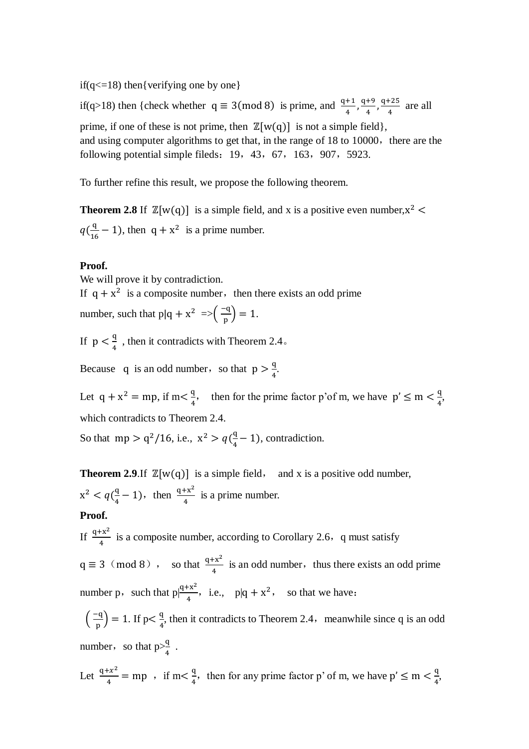if(q<=18) then{verifying one by one}

if(q>18) then {check whether $q \equiv 3 \pmod 8$ is prime, and $\frac{q+1}{4}, \frac{q+9}{4}, \frac{q+25}{4}$ are all prime, if one of these is not prime, then $\mathbb{Z}[w(q)]$ is not a simple field},

and using computer algorithms to get that, in the range of 18 to 10000，there are the following potential simple fileds：19，43，67，163，907，5923.

To further refine this result, we propose the following theorem.

**Theorem 2.8** If $\mathbb{Z}[w(q)]$ is a simple field, and x is a positive even number,$x^2 < q(\frac{q}{16} - 1)$, then $q + x^2$ is a prime number.

**Proof.**

We will prove it by contradiction.

If $q + x^2$ is a composite number，then there exists an odd prime number, such that $p | q + x^2 \Rightarrow \left(\frac{-q}{p}\right) = 1$.

If $p < \frac{q}{4}$ , then it contradicts with Theorem 2.4。

Because q is an odd number，so that $p > \frac{q}{4}$.

Let $q + x^2 = mp$, if $m < \frac{q}{4}$, then for the prime factor p'of m, we have $p' \leq m < \frac{q}{4}$, which contradicts to Theorem 2.4.

So that $mp > q^2/16$, i.e., $x^2 > q(\frac{q}{4} - 1)$, contradiction.

**Theorem 2.9**.If $\mathbb{Z}[w(q)]$ is a simple field， and x is a positive odd number, $x^2 < q(\frac{q}{4} - 1)$，then $\frac{q+x^2}{4}$ is a prime number.

**Proof.**

If $\frac{q+x^2}{4}$ is a composite number, according to Corollary 2.6，q must satisfy $q \equiv 3 \pmod 8$， so that $\frac{q+x^2}{4}$ is an odd number，thus there exists an odd prime number p，such that $p | \frac{q+x^2}{4}$, i.e., $p | q + x^2$， so that we have：

$\left(\frac{-q}{p}\right) = 1$. If $p < \frac{q}{4}$, then it contradicts to Theorem 2.4，meanwhile since q is an odd number，so that $p > \frac{q}{4}$ .

Let $\frac{q+x^2}{4} = mp$ ，if $m < \frac{q}{4}$, then for any prime factor p' of m, we have $p' \leq m < \frac{q}{4}$,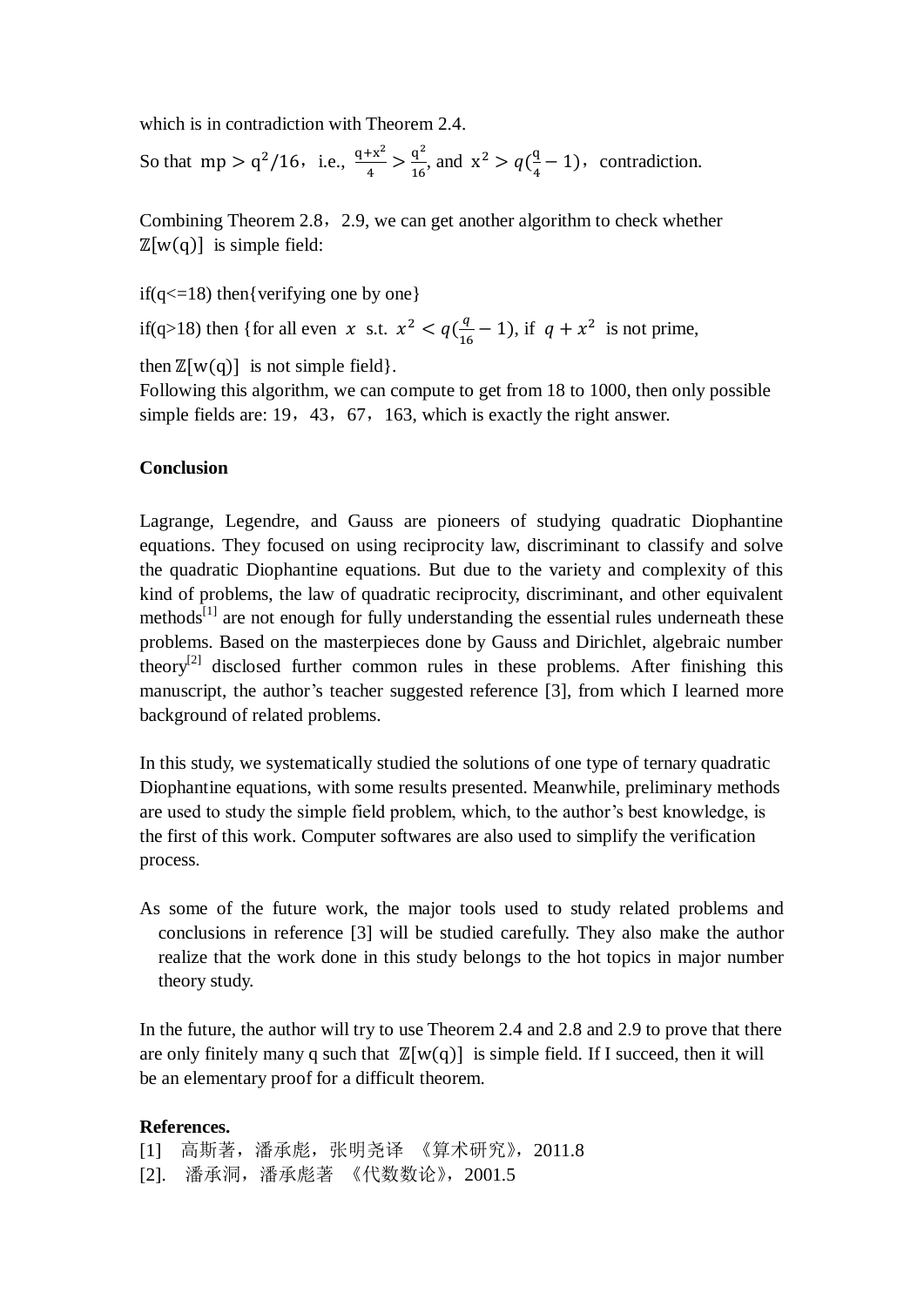which is in contradiction with Theorem 2.4.

So that $mp > q^2/16$，i.e., $\frac{q+x^2}{4} > \frac{q^2}{16}$, and $x^2 > q(\frac{q}{4} - 1)$，contradiction.

Combining Theorem 2.8，2.9, we can get another algorithm to check whether $\mathbb{Z}[w(q)]$ is simple field:

if(q<=18) then{verifying one by one}

if(q>18) then {for all even $x$ s.t. $x^2 < q(\frac{q}{16} - 1)$, if $q + x^2$ is not prime,

then $\mathbb{Z}[w(q)]$ is not simple field}.

Following this algorithm, we can compute to get from 18 to 1000, then only possible simple fields are: 19，43，67，163, which is exactly the right answer.

**Conclusion**

Lagrange, Legendre, and Gauss are pioneers of studying quadratic Diophantine equations. They focused on using reciprocity law, discriminant to classify and solve the quadratic Diophantine equations. But due to the variety and complexity of this kind of problems, the law of quadratic reciprocity, discriminant, and other equivalent methods[1] are not enough for fully understanding the essential rules underneath these problems. Based on the masterpieces done by Gauss and Dirichlet, algebraic number theory[2] disclosed further common rules in these problems. After finishing this manuscript, the author's teacher suggested reference [3], from which I learned more background of related problems.

In this study, we systematically studied the solutions of one type of ternary quadratic Diophantine equations, with some results presented. Meanwhile, preliminary methods are used to study the simple field problem, which, to the author's best knowledge, is the first of this work. Computer softwares are also used to simplify the verification process.

As some of the future work, the major tools used to study related problems and conclusions in reference [3] will be studied carefully. They also make the author realize that the work done in this study belongs to the hot topics in major number theory study.

In the future, the author will try to use Theorem 2.4 and 2.8 and 2.9 to prove that there are only finitely many q such that $\mathbb{Z}[w(q)]$ is simple field. If I succeed, then it will be an elementary proof for a difficult theorem.

**References.**

[1] 高斯著，潘承彪，张明尧译 《算术研究》，2011.8

[2]. 潘承洞，潘承彪著 《代数数论》，2001.5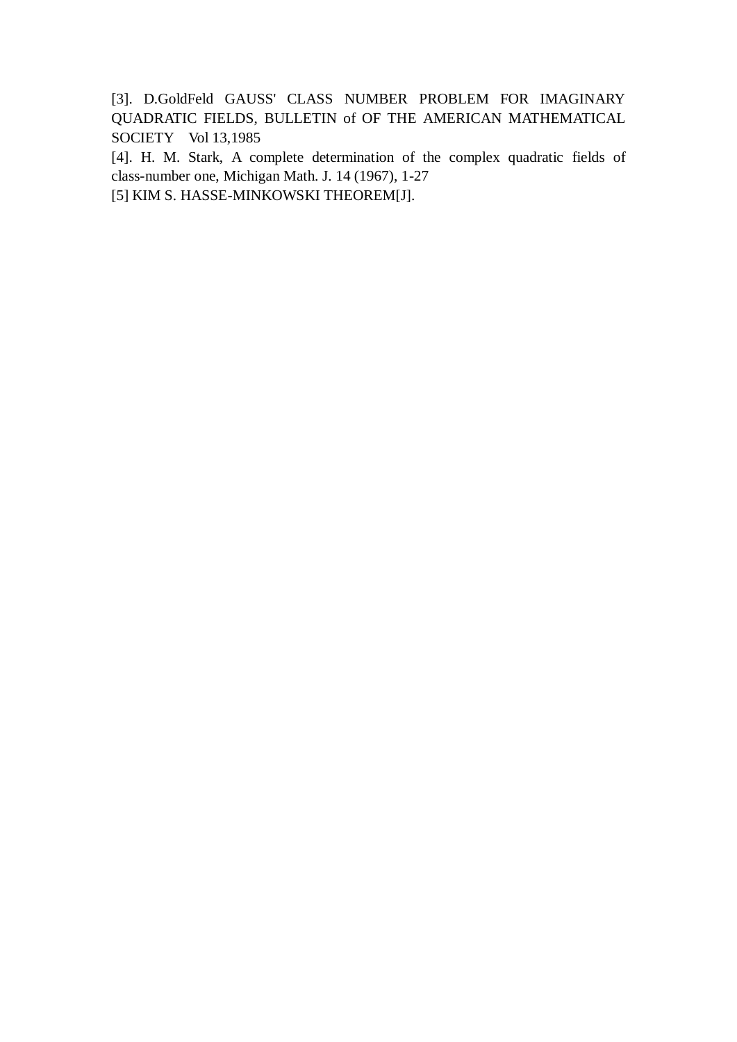[3]. D.GoldFeld GAUSS' CLASS NUMBER PROBLEM FOR IMAGINARY QUADRATIC FIELDS, BULLETIN of OF THE AMERICAN MATHEMATICAL SOCIETY Vol 13,1985

[4]. H. M. Stark, A complete determination of the complex quadratic fields of class-number one, Michigan Math. J. 14 (1967), 1-27

[5] KIM S. HASSE-MINKOWSKI THEOREM[J].